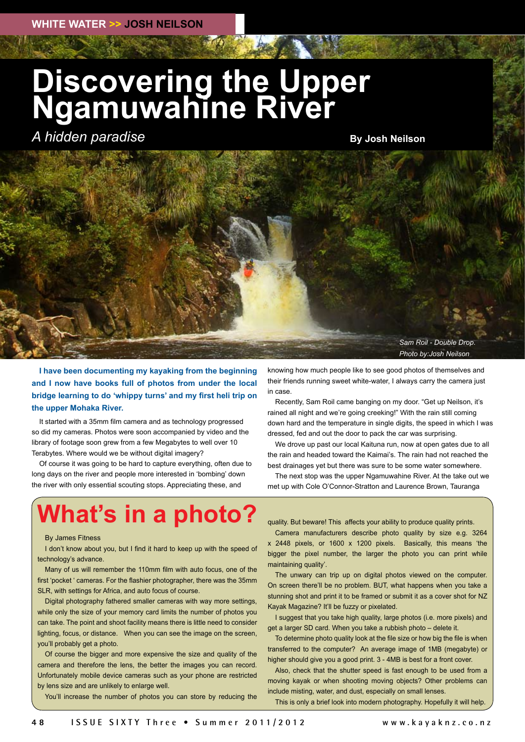# Discovering the Upper Ngamuwahine River

*A hidden paradise*

**By Josh Neilson**

*Sam Roil - Double Drop.*
*Photo by:Josh Neilson*

**I have been documenting my kayaking from the beginning and I now have books full of photos from under the local bridge learning to do 'whippy turns' and my first heli trip on the upper Mohaka River.**

It started with a 35mm film camera and as technology progressed so did my cameras. Photos were soon accompanied by video and the library of footage soon grew from a few Megabytes to well over 10 Terabytes. Where would we be without digital imagery?

Of course it was going to be hard to capture everything, often due to long days on the river and people more interested in 'bombing' down the river with only essential scouting stops. Appreciating these, and knowing how much people like to see good photos of themselves and their friends running sweet white-water, I always carry the camera just in case.

Recently, Sam Roil came banging on my door. "Get up Neilson, it's rained all night and we're going creeking!" With the rain still coming down hard and the temperature in single digits, the speed in which I was dressed, fed and out the door to pack the car was surprising.

We drove up past our local Kaituna run, now at open gates due to all the rain and headed toward the Kaimai's. The rain had not reached the best drainages yet but there was sure to be some water somewhere.

The next stop was the upper Ngamuwahine River. At the take out we met up with Cole O'Connor-Stratton and Laurence Brown, Tauranga

## What's in a photo?

By James Fitness

I don't know about you, but I find it hard to keep up with the speed of technology's advance.

Many of us will remember the 110mm film with auto focus, one of the first 'pocket ' cameras. For the flashier photographer, there was the 35mm SLR, with settings for Africa, and auto focus of course.

Digital photography fathered smaller cameras with way more settings, while only the size of your memory card limits the number of photos you can take. The point and shoot facility means there is little need to consider lighting, focus, or distance. When you can see the image on the screen, you'll probably get a photo.

Of course the bigger and more expensive the size and quality of the camera and therefore the lens, the better the images you can record. Unfortunately mobile device cameras such as your phone are restricted by lens size and are unlikely to enlarge well.

You'll increase the number of photos you can store by reducing the quality. But beware! This affects your ability to produce quality prints.

Camera manufacturers describe photo quality by size e.g. 3264 x 2448 pixels, or 1600 x 1200 pixels. Basically, this means 'the bigger the pixel number, the larger the photo you can print while maintaining quality'.

The unwary can trip up on digital photos viewed on the computer. On screen there'll be no problem. BUT, what happens when you take a stunning shot and print it to be framed or submit it as a cover shot for NZ Kayak Magazine? It'll be fuzzy or pixelated.

I suggest that you take high quality, large photos (i.e. more pixels) and get a larger SD card. When you take a rubbish photo – delete it.

To determine photo quality look at the file size or how big the file is when transferred to the computer? An average image of 1MB (megabyte) or higher should give you a good print. 3 - 4MB is best for a front cover.

Also, check that the shutter speed is fast enough to be used from a moving kayak or when shooting moving objects? Other problems can include misting, water, and dust, especially on small lenses.

This is only a brief look into modern photography. Hopefully it will help.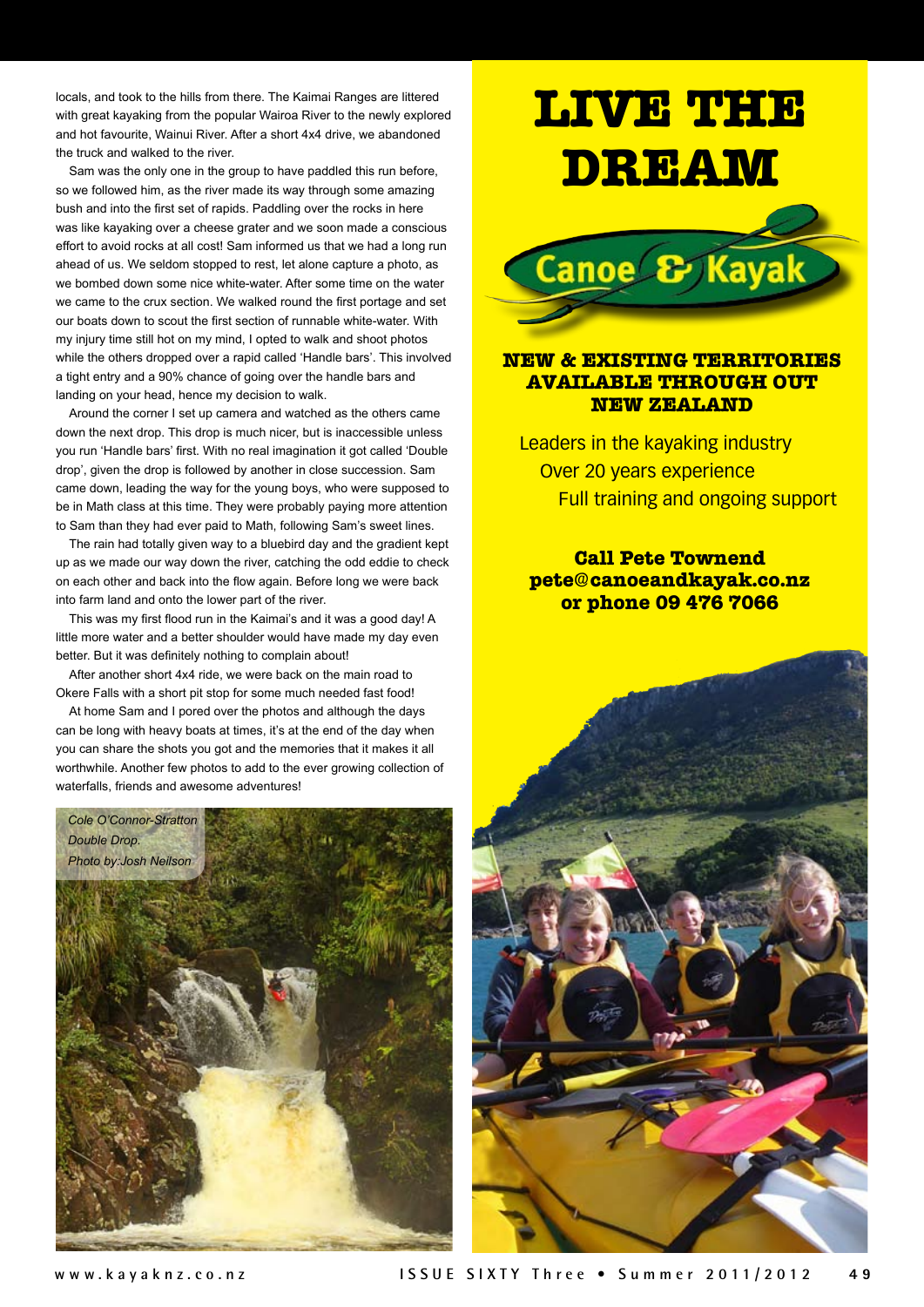locals, and took to the hills from there. The Kaimai Ranges are littered with great kayaking from the popular Wairoa River to the newly explored and hot favourite, Wainui River. After a short 4x4 drive, we abandoned the truck and walked to the river.

Sam was the only one in the group to have paddled this run before, so we followed him, as the river made its way through some amazing bush and into the first set of rapids. Paddling over the rocks in here was like kayaking over a cheese grater and we soon made a conscious effort to avoid rocks at all cost! Sam informed us that we had a long run ahead of us. We seldom stopped to rest, let alone capture a photo, as we bombed down some nice white-water. After some time on the water we came to the crux section. We walked round the first portage and set our boats down to scout the first section of runnable white-water. With my injury time still hot on my mind, I opted to walk and shoot photos while the others dropped over a rapid called 'Handle bars'. This involved a tight entry and a 90% chance of going over the handle bars and landing on your head, hence my decision to walk.

Around the corner I set up camera and watched as the others came down the next drop. This drop is much nicer, but is inaccessible unless you run 'Handle bars' first. With no real imagination it got called 'Double drop', given the drop is followed by another in close succession. Sam came down, leading the way for the young boys, who were supposed to be in Math class at this time. They were probably paying more attention to Sam than they had ever paid to Math, following Sam's sweet lines.

The rain had totally given way to a bluebird day and the gradient kept up as we made our way down the river, catching the odd eddie to check on each other and back into the flow again. Before long we were back into farm land and onto the lower part of the river.

This was my first flood run in the Kaimai's and it was a good day! A little more water and a better shoulder would have made my day even better. But it was definitely nothing to complain about!

After another short 4x4 ride, we were back on the main road to Okere Falls with a short pit stop for some much needed fast food!

At home Sam and I pored over the photos and although the days can be long with heavy boats at times, it's at the end of the day when you can share the shots you got and the memories that it makes it all worthwhile. Another few photos to add to the ever growing collection of waterfalls, friends and awesome adventures!

*Cole O'Connor-Stratton Double Drop. Photo by:Josh Neilson*

# LIVE THE DREAM

Canoe & Kayak

**NEW & EXISTING TERRITORIES AVAILABLE THROUGH OUT NEW ZEALAND**

Leaders in the kayaking industry
Over 20 years experience
Full training and ongoing support

**Call Pete Townend**
**pete@canoeandkayak.co.nz**
**or phone 09 476 7066**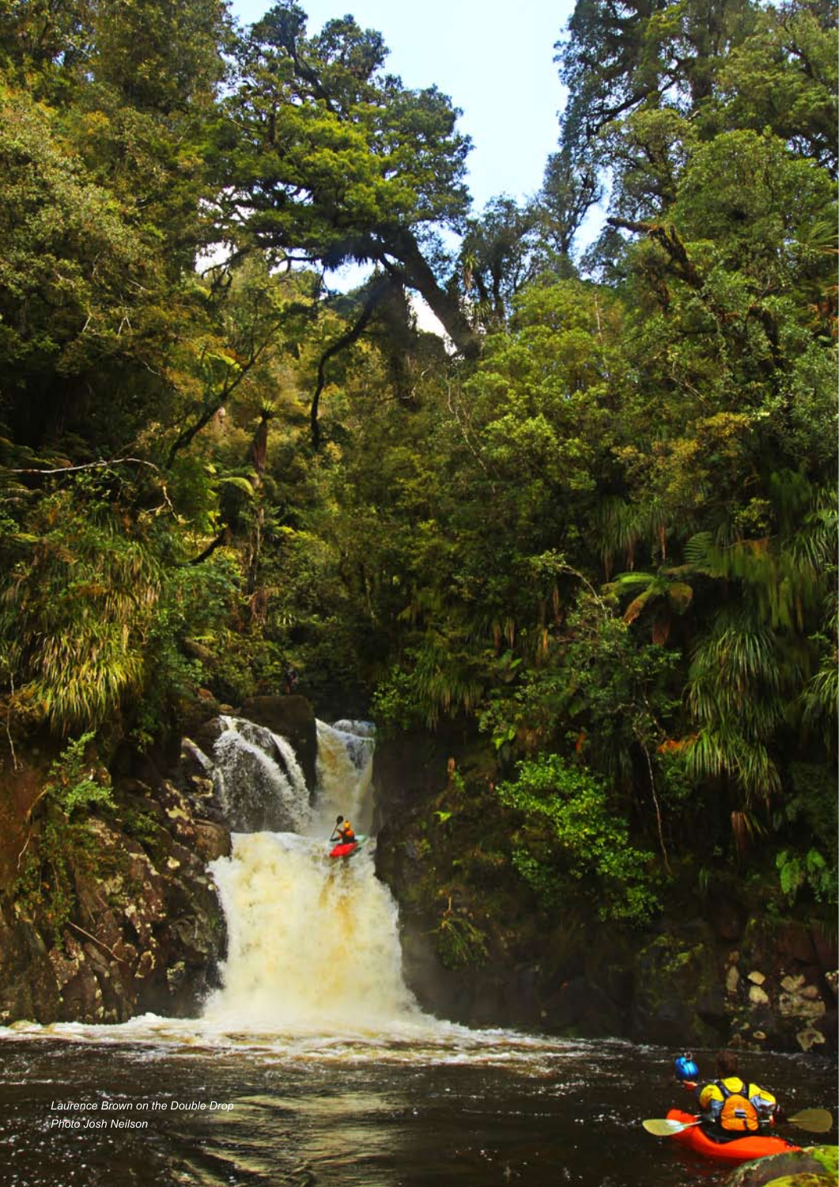*Laurence Brown on the Double Drop*
*Photo Josh Neilson*